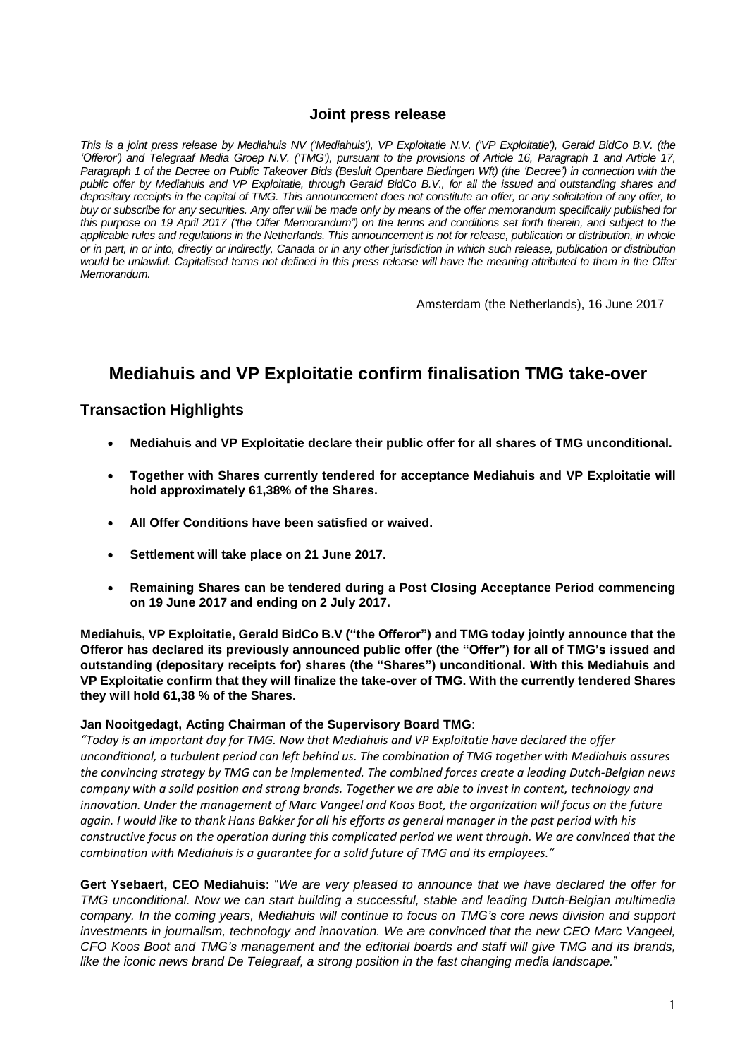## Joint press release

*This is a joint press release by Mediahuis NV ('Mediahuis'), VP Exploitatie N.V. ('VP Exploitatie'), Gerald BidCo B.V. (the 'Offeror') and Telegraaf Media Groep N.V. ('TMG'), pursuant to the provisions of Article 16, Paragraph 1 and Article 17, Paragraph 1 of the Decree on Public Takeover Bids (Besluit Openbare Biedingen Wft) (the 'Decree') in connection with the public offer by Mediahuis and VP Exploitatie, through Gerald BidCo B.V., for all the issued and outstanding shares and depositary receipts in the capital of TMG. This announcement does not constitute an offer, or any solicitation of any offer, to buy or subscribe for any securities. Any offer will be made only by means of the offer memorandum specifically published for this purpose on 19 April 2017 ('the Offer Memorandum") on the terms and conditions set forth therein, and subject to the applicable rules and regulations in the Netherlands. This announcement is not for release, publication or distribution, in whole or in part, in or into, directly or indirectly, Canada or in any other jurisdiction in which such release, publication or distribution would be unlawful. Capitalised terms not defined in this press release will have the meaning attributed to them in the Offer Memorandum.*

Amsterdam (the Netherlands), 16 June 2017

# Mediahuis and VP Exploitatie confirm finalisation TMG take-over

## Transaction Highlights

- **Mediahuis and VP Exploitatie declare their public offer for all shares of TMG unconditional.**
- **Together with Shares currently tendered for acceptance Mediahuis and VP Exploitatie will hold approximately 61,38% of the Shares.**
- **All Offer Conditions have been satisfied or waived.**
- **Settlement will take place on 21 June 2017.**
- **Remaining Shares can be tendered during a Post Closing Acceptance Period commencing on 19 June 2017 and ending on 2 July 2017.**

**Mediahuis, VP Exploitatie, Gerald BidCo B.V ("the Offeror") and TMG today jointly announce that the Offeror has declared its previously announced public offer (the "Offer") for all of TMG's issued and outstanding (depositary receipts for) shares (the "Shares") unconditional. With this Mediahuis and VP Exploitatie confirm that they will finalize the take-over of TMG. With the currently tendered Shares they will hold 61,38 % of the Shares.**

**Jan Nooitgedagt, Acting Chairman of the Supervisory Board TMG**:
*"Today is an important day for TMG. Now that Mediahuis and VP Exploitatie have declared the offer unconditional, a turbulent period can left behind us. The combination of TMG together with Mediahuis assures the convincing strategy by TMG can be implemented. The combined forces create a leading Dutch-Belgian news company with a solid position and strong brands. Together we are able to invest in content, technology and innovation. Under the management of Marc Vangeel and Koos Boot, the organization will focus on the future again. I would like to thank Hans Bakker for all his efforts as general manager in the past period with his constructive focus on the operation during this complicated period we went through. We are convinced that the combination with Mediahuis is a guarantee for a solid future of TMG and its employees."*

**Gert Ysebaert, CEO Mediahuis:** "*We are very pleased to announce that we have declared the offer for TMG unconditional. Now we can start building a successful, stable and leading Dutch-Belgian multimedia company. In the coming years, Mediahuis will continue to focus on TMG's core news division and support investments in journalism, technology and innovation. We are convinced that the new CEO Marc Vangeel, CFO Koos Boot and TMG's management and the editorial boards and staff will give TMG and its brands, like the iconic news brand De Telegraaf, a strong position in the fast changing media landscape.*"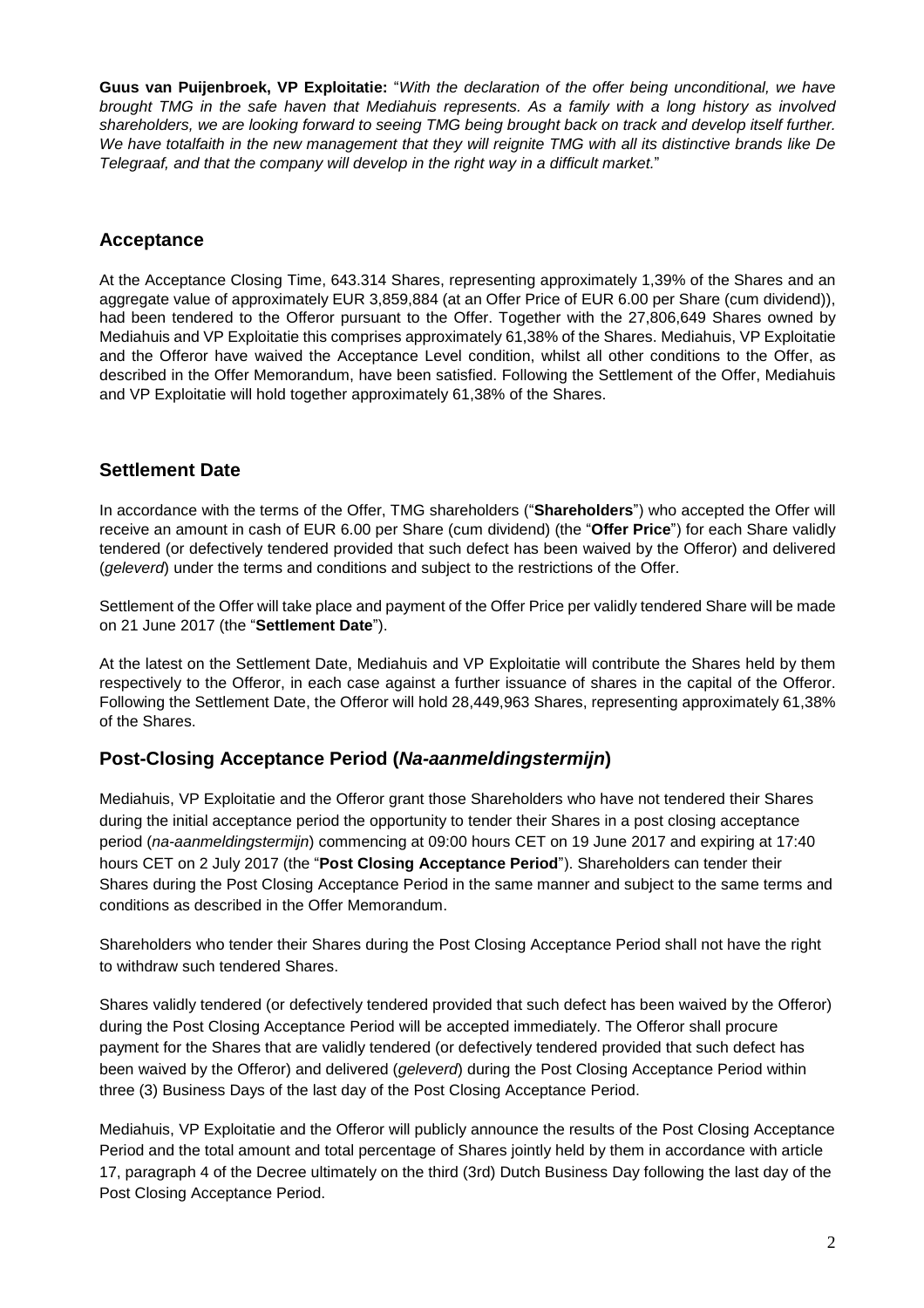**Guus van Puijenbroek, VP Exploitatie:** "*With the declaration of the offer being unconditional, we have brought TMG in the safe haven that Mediahuis represents. As a family with a long history as involved shareholders, we are looking forward to seeing TMG being brought back on track and develop itself further. We have totalfaith in the new management that they will reignite TMG with all its distinctive brands like De Telegraaf, and that the company will develop in the right way in a difficult market.*"

## Acceptance

At the Acceptance Closing Time, 643.314 Shares, representing approximately 1,39% of the Shares and an aggregate value of approximately EUR 3,859,884 (at an Offer Price of EUR 6.00 per Share (cum dividend)), had been tendered to the Offeror pursuant to the Offer. Together with the 27,806,649 Shares owned by Mediahuis and VP Exploitatie this comprises approximately 61,38% of the Shares. Mediahuis, VP Exploitatie and the Offeror have waived the Acceptance Level condition, whilst all other conditions to the Offer, as described in the Offer Memorandum, have been satisfied. Following the Settlement of the Offer, Mediahuis and VP Exploitatie will hold together approximately 61,38% of the Shares.

## Settlement Date

In accordance with the terms of the Offer, TMG shareholders ("**Shareholders**") who accepted the Offer will receive an amount in cash of EUR 6.00 per Share (cum dividend) (the "**Offer Price**") for each Share validly tendered (or defectively tendered provided that such defect has been waived by the Offeror) and delivered (*geleverd*) under the terms and conditions and subject to the restrictions of the Offer.

Settlement of the Offer will take place and payment of the Offer Price per validly tendered Share will be made on 21 June 2017 (the "**Settlement Date**").

At the latest on the Settlement Date, Mediahuis and VP Exploitatie will contribute the Shares held by them respectively to the Offeror, in each case against a further issuance of shares in the capital of the Offeror. Following the Settlement Date, the Offeror will hold 28,449,963 Shares, representing approximately 61,38% of the Shares.

## Post-Closing Acceptance Period (*Na-aanmeldingstermijn*)

Mediahuis, VP Exploitatie and the Offeror grant those Shareholders who have not tendered their Shares during the initial acceptance period the opportunity to tender their Shares in a post closing acceptance period (*na-aanmeldingstermijn*) commencing at 09:00 hours CET on 19 June 2017 and expiring at 17:40 hours CET on 2 July 2017 (the "**Post Closing Acceptance Period**"). Shareholders can tender their Shares during the Post Closing Acceptance Period in the same manner and subject to the same terms and conditions as described in the Offer Memorandum.

Shareholders who tender their Shares during the Post Closing Acceptance Period shall not have the right to withdraw such tendered Shares.

Shares validly tendered (or defectively tendered provided that such defect has been waived by the Offeror) during the Post Closing Acceptance Period will be accepted immediately. The Offeror shall procure payment for the Shares that are validly tendered (or defectively tendered provided that such defect has been waived by the Offeror) and delivered (*geleverd*) during the Post Closing Acceptance Period within three (3) Business Days of the last day of the Post Closing Acceptance Period.

Mediahuis, VP Exploitatie and the Offeror will publicly announce the results of the Post Closing Acceptance Period and the total amount and total percentage of Shares jointly held by them in accordance with article 17, paragraph 4 of the Decree ultimately on the third (3rd) Dutch Business Day following the last day of the Post Closing Acceptance Period.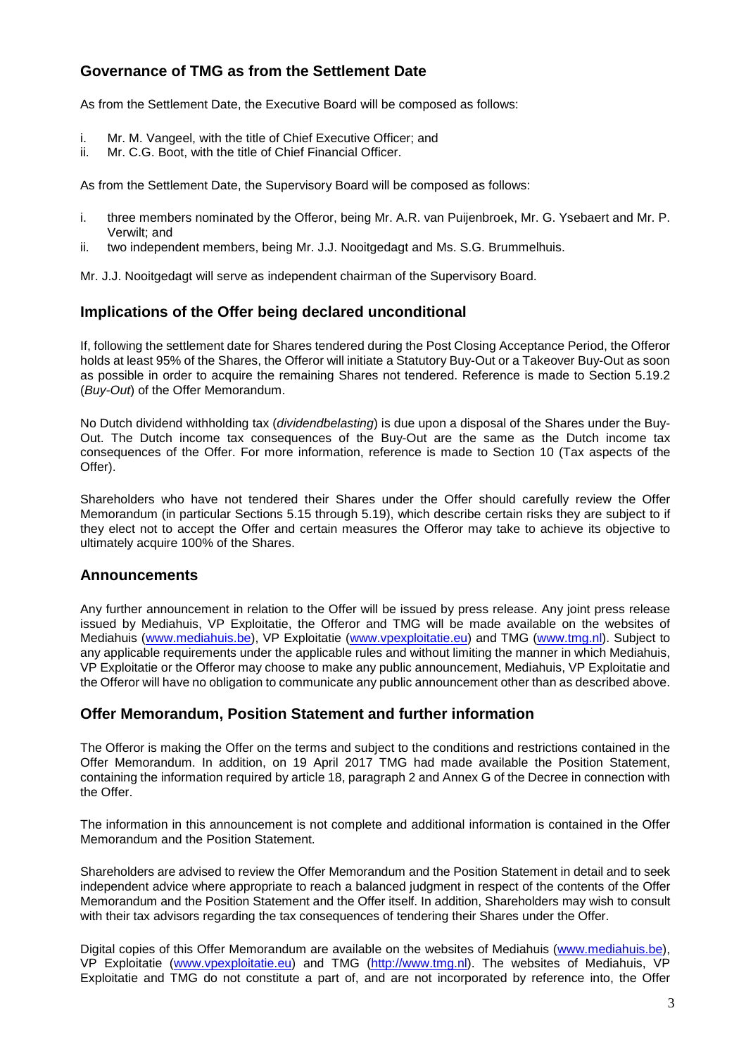## Governance of TMG as from the Settlement Date

As from the Settlement Date, the Executive Board will be composed as follows:

i. Mr. M. Vangeel, with the title of Chief Executive Officer; and
ii. Mr. C.G. Boot, with the title of Chief Financial Officer.

As from the Settlement Date, the Supervisory Board will be composed as follows:

i. three members nominated by the Offeror, being Mr. A.R. van Puijenbroek, Mr. G. Ysebaert and Mr. P. Verwilt; and
ii. two independent members, being Mr. J.J. Nooitgedagt and Ms. S.G. Brummelhuis.

Mr. J.J. Nooitgedagt will serve as independent chairman of the Supervisory Board.

## Implications of the Offer being declared unconditional

If, following the settlement date for Shares tendered during the Post Closing Acceptance Period, the Offeror holds at least 95% of the Shares, the Offeror will initiate a Statutory Buy-Out or a Takeover Buy-Out as soon as possible in order to acquire the remaining Shares not tendered. Reference is made to Section 5.19.2 (*Buy-Out*) of the Offer Memorandum.

No Dutch dividend withholding tax (*dividendbelasting*) is due upon a disposal of the Shares under the Buy-Out. The Dutch income tax consequences of the Buy-Out are the same as the Dutch income tax consequences of the Offer. For more information, reference is made to Section 10 (Tax aspects of the Offer).

Shareholders who have not tendered their Shares under the Offer should carefully review the Offer Memorandum (in particular Sections 5.15 through 5.19), which describe certain risks they are subject to if they elect not to accept the Offer and certain measures the Offeror may take to achieve its objective to ultimately acquire 100% of the Shares.

## Announcements

Any further announcement in relation to the Offer will be issued by press release. Any joint press release issued by Mediahuis, VP Exploitatie, the Offeror and TMG will be made available on the websites of Mediahuis (www.mediahuis.be), VP Exploitatie (www.vpexploitatie.eu) and TMG (www.tmg.nl). Subject to any applicable requirements under the applicable rules and without limiting the manner in which Mediahuis, VP Exploitatie or the Offeror may choose to make any public announcement, Mediahuis, VP Exploitatie and the Offeror will have no obligation to communicate any public announcement other than as described above.

## Offer Memorandum, Position Statement and further information

The Offeror is making the Offer on the terms and subject to the conditions and restrictions contained in the Offer Memorandum. In addition, on 19 April 2017 TMG had made available the Position Statement, containing the information required by article 18, paragraph 2 and Annex G of the Decree in connection with the Offer.

The information in this announcement is not complete and additional information is contained in the Offer Memorandum and the Position Statement.

Shareholders are advised to review the Offer Memorandum and the Position Statement in detail and to seek independent advice where appropriate to reach a balanced judgment in respect of the contents of the Offer Memorandum and the Position Statement and the Offer itself. In addition, Shareholders may wish to consult with their tax advisors regarding the tax consequences of tendering their Shares under the Offer.

Digital copies of this Offer Memorandum are available on the websites of Mediahuis (www.mediahuis.be), VP Exploitatie (www.vpexploitatie.eu) and TMG (http://www.tmg.nl). The websites of Mediahuis, VP Exploitatie and TMG do not constitute a part of, and are not incorporated by reference into, the Offer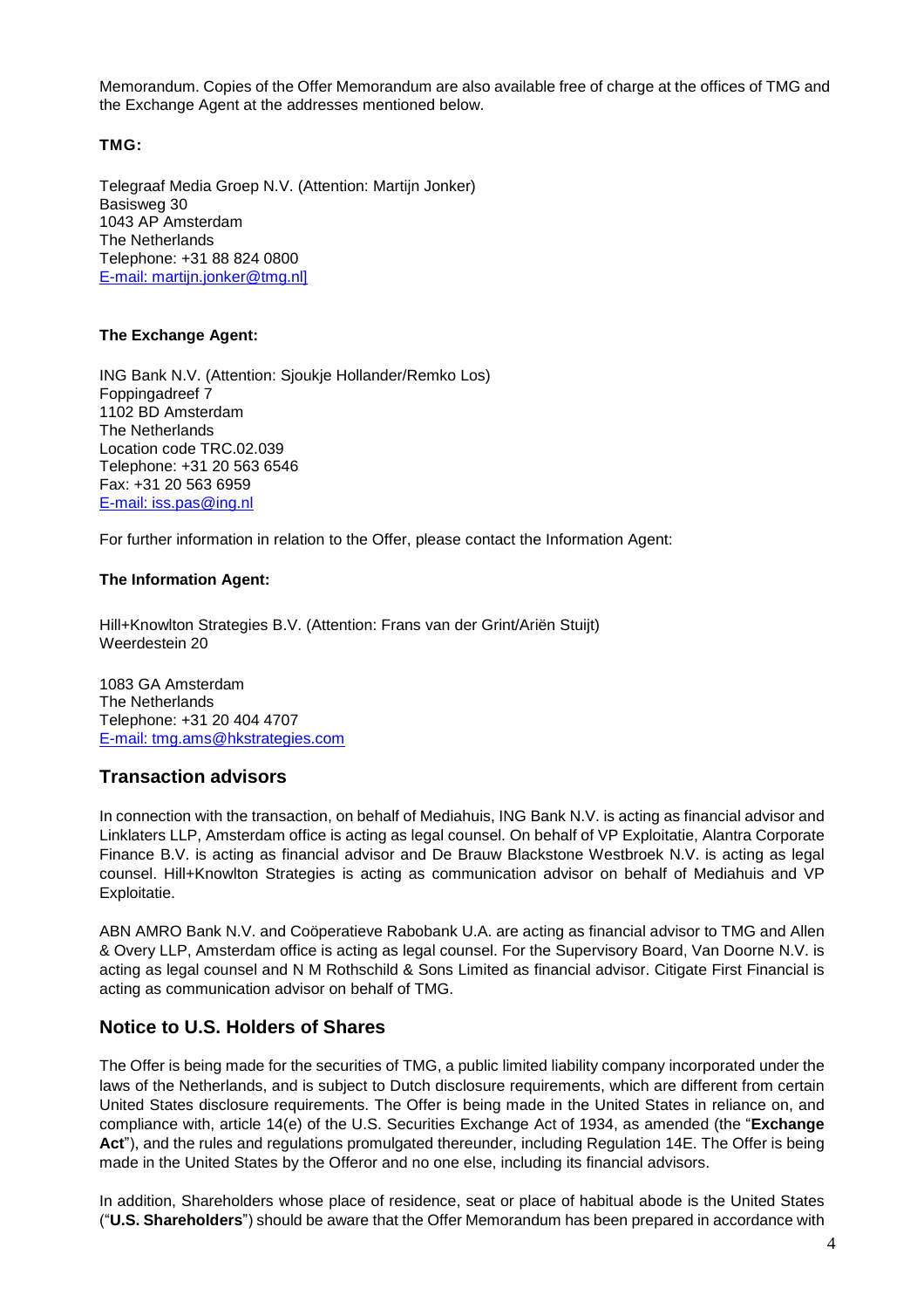Memorandum. Copies of the Offer Memorandum are also available free of charge at the offices of TMG and the Exchange Agent at the addresses mentioned below.

**TMG:**

Telegraaf Media Groep N.V. (Attention: Martijn Jonker)
Basisweg 30
1043 AP Amsterdam
The Netherlands
Telephone: +31 88 824 0800
E-mail: martijn.jonker@tmg.nl]

**The Exchange Agent:**

ING Bank N.V. (Attention: Sjoukje Hollander/Remko Los)
Foppingadreef 7
1102 BD Amsterdam
The Netherlands
Location code TRC.02.039
Telephone: +31 20 563 6546
Fax: +31 20 563 6959
E-mail: iss.pas@ing.nl

For further information in relation to the Offer, please contact the Information Agent:

**The Information Agent:**

Hill+Knowlton Strategies B.V. (Attention: Frans van der Grint/Ariën Stuijt)
Weerdestein 20

1083 GA Amsterdam
The Netherlands
Telephone: +31 20 404 4707
E-mail: tmg.ams@hkstrategies.com

## Transaction advisors

In connection with the transaction, on behalf of Mediahuis, ING Bank N.V. is acting as financial advisor and Linklaters LLP, Amsterdam office is acting as legal counsel. On behalf of VP Exploitatie, Alantra Corporate Finance B.V. is acting as financial advisor and De Brauw Blackstone Westbroek N.V. is acting as legal counsel. Hill+Knowlton Strategies is acting as communication advisor on behalf of Mediahuis and VP Exploitatie.

ABN AMRO Bank N.V. and Coöperatieve Rabobank U.A. are acting as financial advisor to TMG and Allen & Overy LLP, Amsterdam office is acting as legal counsel. For the Supervisory Board, Van Doorne N.V. is acting as legal counsel and N M Rothschild & Sons Limited as financial advisor. Citigate First Financial is acting as communication advisor on behalf of TMG.

## Notice to U.S. Holders of Shares

The Offer is being made for the securities of TMG, a public limited liability company incorporated under the laws of the Netherlands, and is subject to Dutch disclosure requirements, which are different from certain United States disclosure requirements. The Offer is being made in the United States in reliance on, and compliance with, article 14(e) of the U.S. Securities Exchange Act of 1934, as amended (the "**Exchange Act**"), and the rules and regulations promulgated thereunder, including Regulation 14E. The Offer is being made in the United States by the Offeror and no one else, including its financial advisors.

In addition, Shareholders whose place of residence, seat or place of habitual abode is the United States ("**U.S. Shareholders**") should be aware that the Offer Memorandum has been prepared in accordance with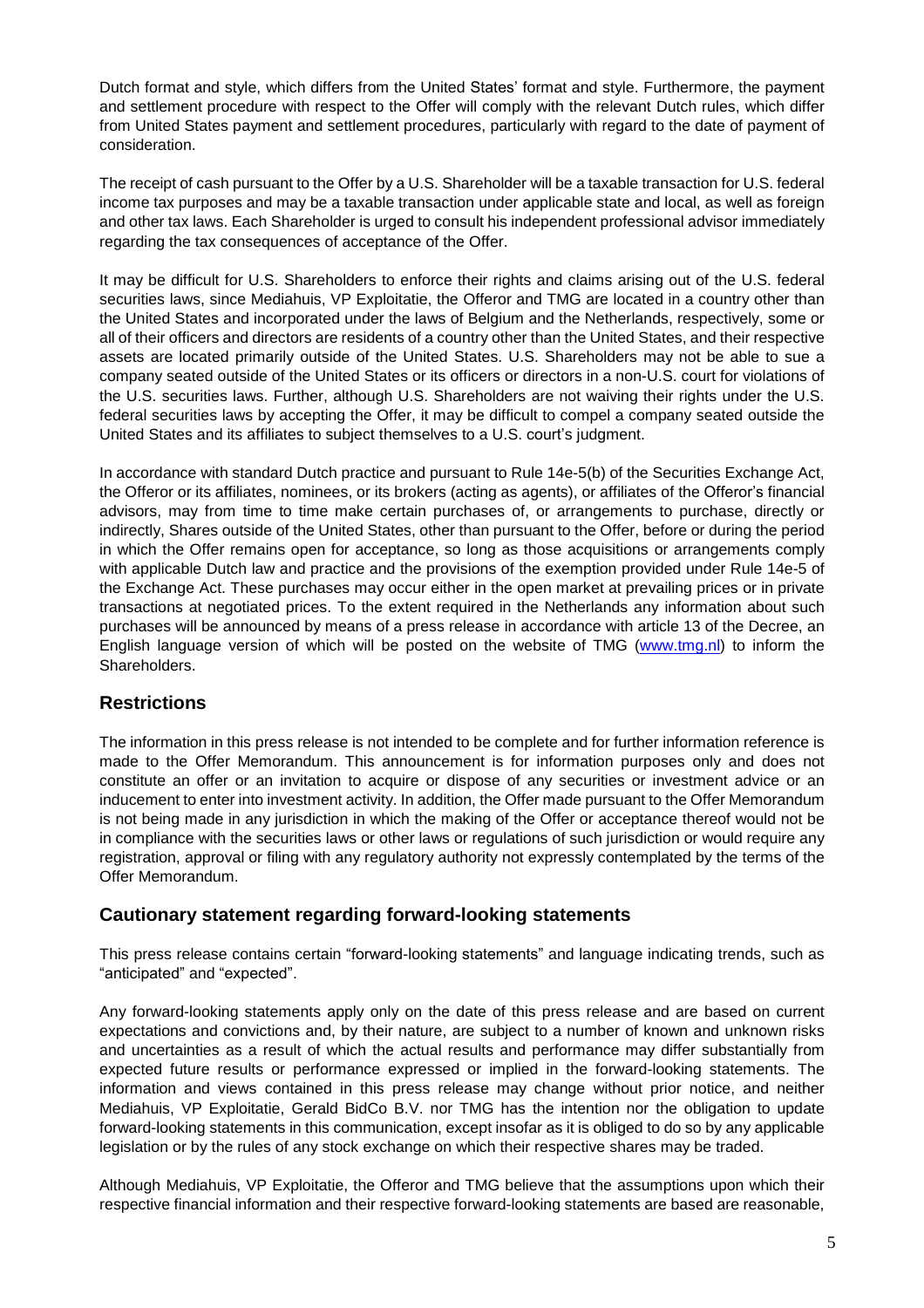Dutch format and style, which differs from the United States' format and style. Furthermore, the payment and settlement procedure with respect to the Offer will comply with the relevant Dutch rules, which differ from United States payment and settlement procedures, particularly with regard to the date of payment of consideration.

The receipt of cash pursuant to the Offer by a U.S. Shareholder will be a taxable transaction for U.S. federal income tax purposes and may be a taxable transaction under applicable state and local, as well as foreign and other tax laws. Each Shareholder is urged to consult his independent professional advisor immediately regarding the tax consequences of acceptance of the Offer.

It may be difficult for U.S. Shareholders to enforce their rights and claims arising out of the U.S. federal securities laws, since Mediahuis, VP Exploitatie, the Offeror and TMG are located in a country other than the United States and incorporated under the laws of Belgium and the Netherlands, respectively, some or all of their officers and directors are residents of a country other than the United States, and their respective assets are located primarily outside of the United States. U.S. Shareholders may not be able to sue a company seated outside of the United States or its officers or directors in a non-U.S. court for violations of the U.S. securities laws. Further, although U.S. Shareholders are not waiving their rights under the U.S. federal securities laws by accepting the Offer, it may be difficult to compel a company seated outside the United States and its affiliates to subject themselves to a U.S. court's judgment.

In accordance with standard Dutch practice and pursuant to Rule 14e-5(b) of the Securities Exchange Act, the Offeror or its affiliates, nominees, or its brokers (acting as agents), or affiliates of the Offeror's financial advisors, may from time to time make certain purchases of, or arrangements to purchase, directly or indirectly, Shares outside of the United States, other than pursuant to the Offer, before or during the period in which the Offer remains open for acceptance, so long as those acquisitions or arrangements comply with applicable Dutch law and practice and the provisions of the exemption provided under Rule 14e-5 of the Exchange Act. These purchases may occur either in the open market at prevailing prices or in private transactions at negotiated prices. To the extent required in the Netherlands any information about such purchases will be announced by means of a press release in accordance with article 13 of the Decree, an English language version of which will be posted on the website of TMG (www.tmg.nl) to inform the Shareholders.

## Restrictions

The information in this press release is not intended to be complete and for further information reference is made to the Offer Memorandum. This announcement is for information purposes only and does not constitute an offer or an invitation to acquire or dispose of any securities or investment advice or an inducement to enter into investment activity. In addition, the Offer made pursuant to the Offer Memorandum is not being made in any jurisdiction in which the making of the Offer or acceptance thereof would not be in compliance with the securities laws or other laws or regulations of such jurisdiction or would require any registration, approval or filing with any regulatory authority not expressly contemplated by the terms of the Offer Memorandum.

## Cautionary statement regarding forward-looking statements

This press release contains certain "forward-looking statements" and language indicating trends, such as "anticipated" and "expected".

Any forward-looking statements apply only on the date of this press release and are based on current expectations and convictions and, by their nature, are subject to a number of known and unknown risks and uncertainties as a result of which the actual results and performance may differ substantially from expected future results or performance expressed or implied in the forward-looking statements. The information and views contained in this press release may change without prior notice, and neither Mediahuis, VP Exploitatie, Gerald BidCo B.V. nor TMG has the intention nor the obligation to update forward-looking statements in this communication, except insofar as it is obliged to do so by any applicable legislation or by the rules of any stock exchange on which their respective shares may be traded.

Although Mediahuis, VP Exploitatie, the Offeror and TMG believe that the assumptions upon which their respective financial information and their respective forward-looking statements are based are reasonable,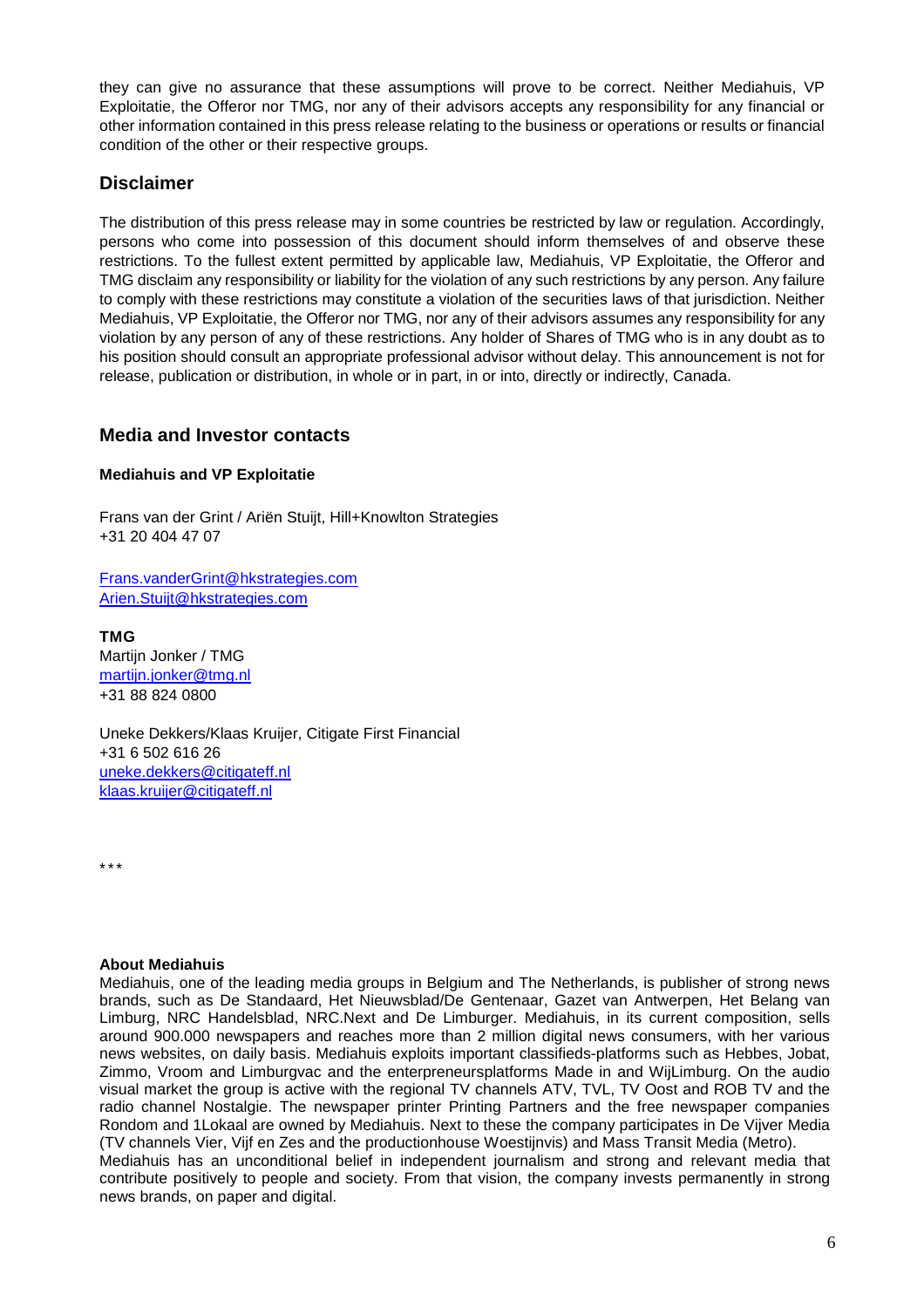they can give no assurance that these assumptions will prove to be correct. Neither Mediahuis, VP Exploitatie, the Offeror nor TMG, nor any of their advisors accepts any responsibility for any financial or other information contained in this press release relating to the business or operations or results or financial condition of the other or their respective groups.

## Disclaimer

The distribution of this press release may in some countries be restricted by law or regulation. Accordingly, persons who come into possession of this document should inform themselves of and observe these restrictions. To the fullest extent permitted by applicable law, Mediahuis, VP Exploitatie, the Offeror and TMG disclaim any responsibility or liability for the violation of any such restrictions by any person. Any failure to comply with these restrictions may constitute a violation of the securities laws of that jurisdiction. Neither Mediahuis, VP Exploitatie, the Offeror nor TMG, nor any of their advisors assumes any responsibility for any violation by any person of any of these restrictions. Any holder of Shares of TMG who is in any doubt as to his position should consult an appropriate professional advisor without delay. This announcement is not for release, publication or distribution, in whole or in part, in or into, directly or indirectly, Canada.

## Media and Investor contacts

**Mediahuis and VP Exploitatie**

Frans van der Grint / Ariën Stuijt, Hill+Knowlton Strategies
+31 20 404 47 07

Frans.vanderGrint@hkstrategies.com
Arien.Stuijt@hkstrategies.com

**TMG**
Martijn Jonker / TMG
martijn.jonker@tmg.nl
+31 88 824 0800

Uneke Dekkers/Klaas Kruijer, Citigate First Financial
+31 6 502 616 26
uneke.dekkers@citigateff.nl
klaas.kruijer@citigateff.nl

\*\*\*

**About Mediahuis**
Mediahuis, one of the leading media groups in Belgium and The Netherlands, is publisher of strong news brands, such as De Standaard, Het Nieuwsblad/De Gentenaar, Gazet van Antwerpen, Het Belang van Limburg, NRC Handelsblad, NRC.Next and De Limburger. Mediahuis, in its current composition, sells around 900.000 newspapers and reaches more than 2 million digital news consumers, with her various news websites, on daily basis. Mediahuis exploits important classifieds-platforms such as Hebbes, Jobat, Zimmo, Vroom and Limburgvac and the enterpreneursplatforms Made in and WijLimburg. On the audio visual market the group is active with the regional TV channels ATV, TVL, TV Oost and ROB TV and the radio channel Nostalgie. The newspaper printer Printing Partners and the free newspaper companies Rondom and 1Lokaal are owned by Mediahuis. Next to these the company participates in De Vijver Media (TV channels Vier, Vijf en Zes and the productionhouse Woestijnvis) and Mass Transit Media (Metro).
Mediahuis has an unconditional belief in independent journalism and strong and relevant media that contribute positively to people and society. From that vision, the company invests permanently in strong news brands, on paper and digital.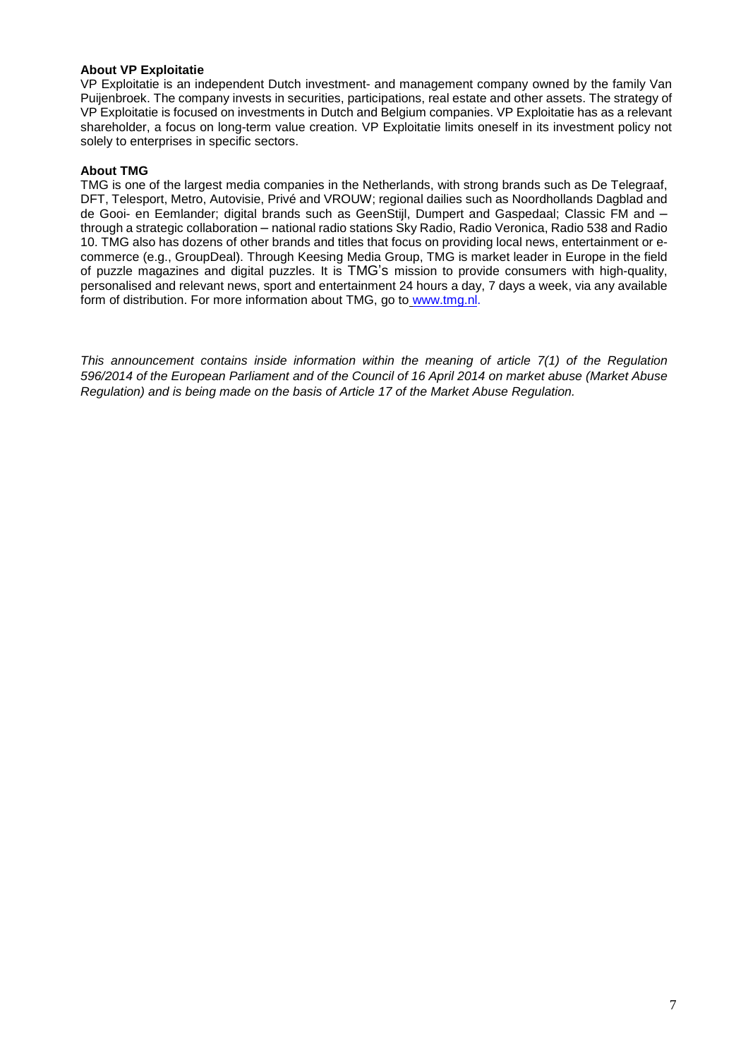**About VP Exploitatie**

VP Exploitatie is an independent Dutch investment- and management company owned by the family Van Puijenbroek. The company invests in securities, participations, real estate and other assets. The strategy of VP Exploitatie is focused on investments in Dutch and Belgium companies. VP Exploitatie has as a relevant shareholder, a focus on long-term value creation. VP Exploitatie limits oneself in its investment policy not solely to enterprises in specific sectors.

**About TMG**

TMG is one of the largest media companies in the Netherlands, with strong brands such as De Telegraaf, DFT, Telesport, Metro, Autovisie, Privé and VROUW; regional dailies such as Noordhollands Dagblad and de Gooi- en Eemlander; digital brands such as GeenStijl, Dumpert and Gaspedaal; Classic FM and – through a strategic collaboration – national radio stations Sky Radio, Radio Veronica, Radio 538 and Radio 10. TMG also has dozens of other brands and titles that focus on providing local news, entertainment or e-commerce (e.g., GroupDeal). Through Keesing Media Group, TMG is market leader in Europe in the field of puzzle magazines and digital puzzles. It is TMG's mission to provide consumers with high-quality, personalised and relevant news, sport and entertainment 24 hours a day, 7 days a week, via any available form of distribution. For more information about TMG, go to www.tmg.nl.

*This announcement contains inside information within the meaning of article 7(1) of the Regulation 596/2014 of the European Parliament and of the Council of 16 April 2014 on market abuse (Market Abuse Regulation) and is being made on the basis of Article 17 of the Market Abuse Regulation.*